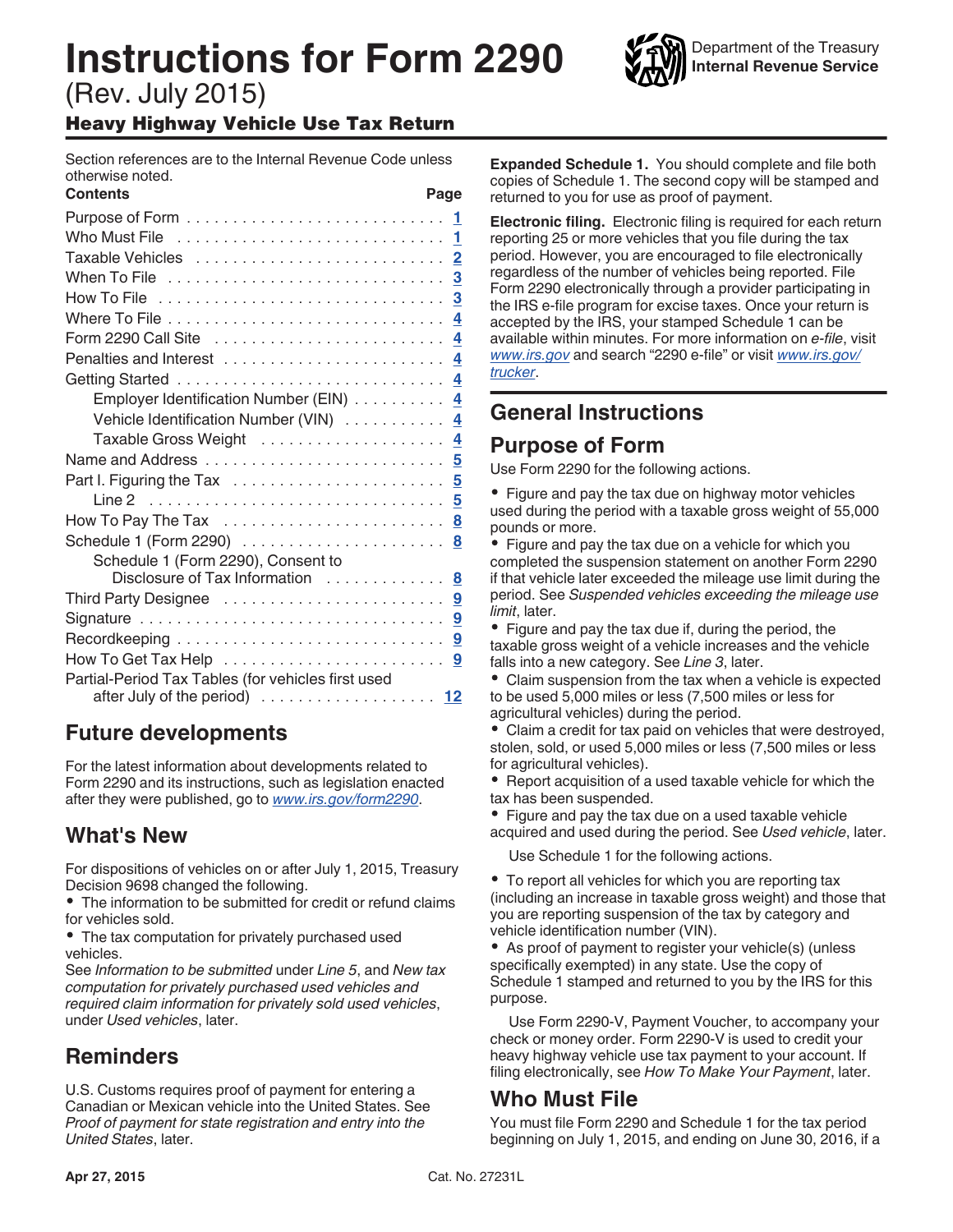# Instructions for Form 2290

(Rev. July 2015)

## Heavy Highway Vehicle Use Tax Return

Department of the Treasury
Internal Revenue Service

Section references are to the Internal Revenue Code unless otherwise noted.

| Contents | Page |
|---|---|
| Purpose of Form | 1 |
| Who Must File | 1 |
| Taxable Vehicles | 2 |
| When To File | 3 |
| How To File | 3 |
| Where To File | 4 |
| Form 2290 Call Site | 4 |
| Penalties and Interest | 4 |
| Getting Started | 4 |
| Employer Identification Number (EIN) | 4 |
| Vehicle Identification Number (VIN) | 4 |
| Taxable Gross Weight | 4 |
| Name and Address | 5 |
| Part I. Figuring the Tax | 5 |
| Line 2 | 5 |
| How To Pay The Tax | 8 |
| Schedule 1 (Form 2290) | 8 |
| Schedule 1 (Form 2290), Consent to Disclosure of Tax Information | 8 |
| Third Party Designee | 9 |
| Signature | 9 |
| Recordkeeping | 9 |
| How To Get Tax Help | 9 |
| Partial-Period Tax Tables (for vehicles first used after July of the period) | 12 |

## Future developments

For the latest information about developments related to Form 2290 and its instructions, such as legislation enacted after they were published, go to *www.irs.gov/form2290*.

## What's New

For dispositions of vehicles on or after July 1, 2015, Treasury Decision 9698 changed the following.

- The information to be submitted for credit or refund claims for vehicles sold.
- The tax computation for privately purchased used vehicles.

See *Information to be submitted* under *Line 5*, and *New tax computation for privately purchased used vehicles and required claim information for privately sold used vehicles*, under *Used vehicles*, later.

## Reminders

U.S. Customs requires proof of payment for entering a Canadian or Mexican vehicle into the United States. See *Proof of payment for state registration and entry into the United States*, later.

**Expanded Schedule 1.** You should complete and file both copies of Schedule 1. The second copy will be stamped and returned to you for use as proof of payment.

**Electronic filing.** Electronic filing is required for each return reporting 25 or more vehicles that you file during the tax period. However, you are encouraged to file electronically regardless of the number of vehicles being reported. File Form 2290 electronically through a provider participating in the IRS e-file program for excise taxes. Once your return is accepted by the IRS, your stamped Schedule 1 can be available within minutes. For more information on *e-file*, visit *www.irs.gov* and search "2290 e-file" or visit *www.irs.gov/trucker*.

# General Instructions

## Purpose of Form

Use Form 2290 for the following actions.

- Figure and pay the tax due on highway motor vehicles used during the period with a taxable gross weight of 55,000 pounds or more.
- Figure and pay the tax due on a vehicle for which you completed the suspension statement on another Form 2290 if that vehicle later exceeded the mileage use limit during the period. See *Suspended vehicles exceeding the mileage use limit*, later.
- Figure and pay the tax due if, during the period, the taxable gross weight of a vehicle increases and the vehicle falls into a new category. See *Line 3*, later.
- Claim suspension from the tax when a vehicle is expected to be used 5,000 miles or less (7,500 miles or less for agricultural vehicles) during the period.
- Claim a credit for tax paid on vehicles that were destroyed, stolen, sold, or used 5,000 miles or less (7,500 miles or less for agricultural vehicles).
- Report acquisition of a used taxable vehicle for which the tax has been suspended.
- Figure and pay the tax due on a used taxable vehicle acquired and used during the period. See *Used vehicle*, later.

Use Schedule 1 for the following actions.

- To report all vehicles for which you are reporting tax (including an increase in taxable gross weight) and those that you are reporting suspension of the tax by category and vehicle identification number (VIN).
- As proof of payment to register your vehicle(s) (unless specifically exempted) in any state. Use the copy of Schedule 1 stamped and returned to you by the IRS for this purpose.

Use Form 2290-V, Payment Voucher, to accompany your check or money order. Form 2290-V is used to credit your heavy highway vehicle use tax payment to your account. If filing electronically, see *How To Make Your Payment*, later.

## Who Must File

You must file Form 2290 and Schedule 1 for the tax period beginning on July 1, 2015, and ending on June 30, 2016, if a

Apr 27, 2015 Cat. No. 27231L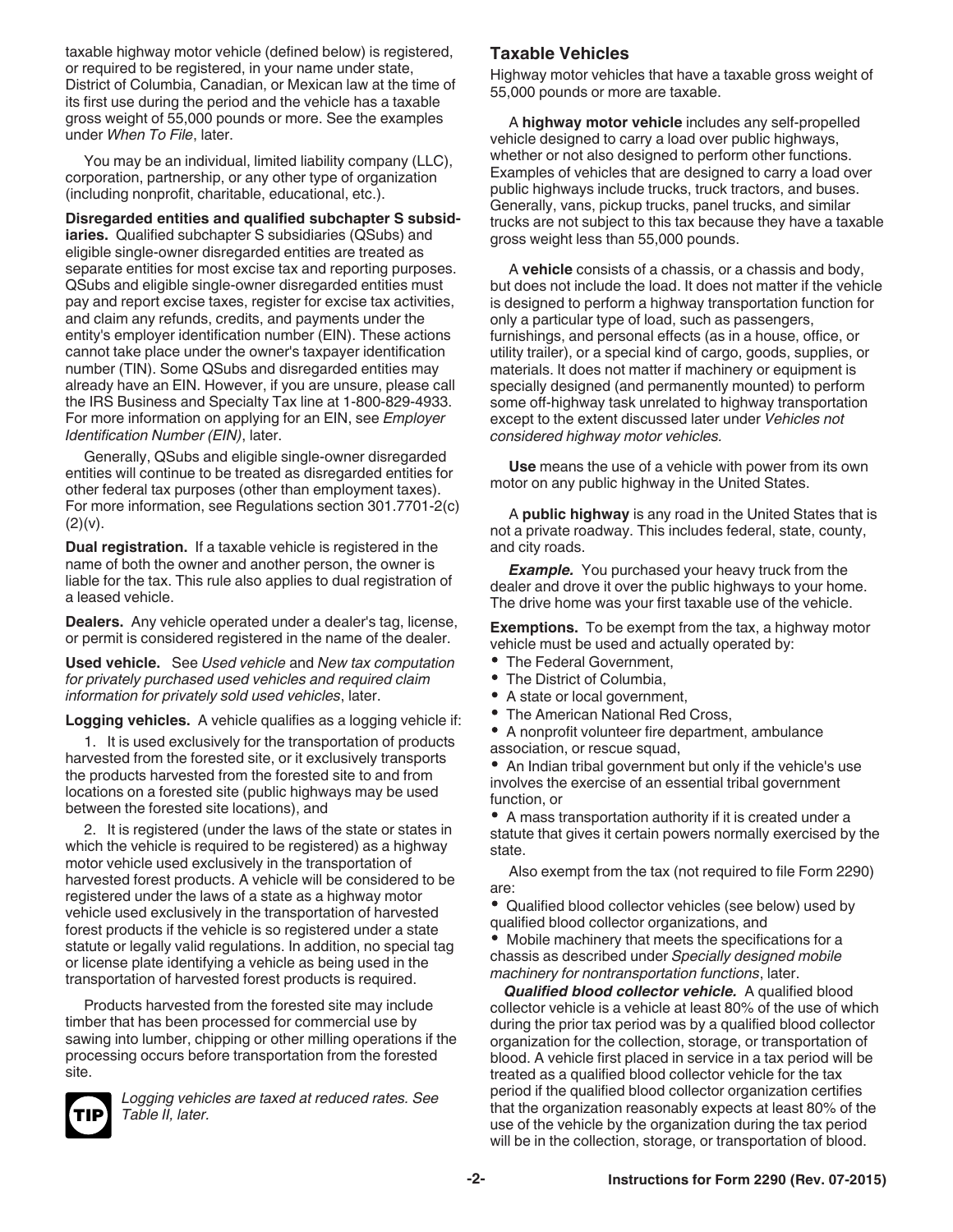taxable highway motor vehicle (defined below) is registered, or required to be registered, in your name under state, District of Columbia, Canadian, or Mexican law at the time of its first use during the period and the vehicle has a taxable gross weight of 55,000 pounds or more. See the examples under *When To File*, later.

You may be an individual, limited liability company (LLC), corporation, partnership, or any other type of organization (including nonprofit, charitable, educational, etc.).

**Disregarded entities and qualified subchapter S subsidiaries.** Qualified subchapter S subsidiaries (QSubs) and eligible single-owner disregarded entities are treated as separate entities for most excise tax and reporting purposes. QSubs and eligible single-owner disregarded entities must pay and report excise taxes, register for excise tax activities, and claim any refunds, credits, and payments under the entity's employer identification number (EIN). These actions cannot take place under the owner's taxpayer identification number (TIN). Some QSubs and disregarded entities may already have an EIN. However, if you are unsure, please call the IRS Business and Specialty Tax line at 1-800-829-4933. For more information on applying for an EIN, see *Employer Identification Number (EIN)*, later.

Generally, QSubs and eligible single-owner disregarded entities will continue to be treated as disregarded entities for other federal tax purposes (other than employment taxes). For more information, see Regulations section 301.7701-2(c)(2)(v).

**Dual registration.** If a taxable vehicle is registered in the name of both the owner and another person, the owner is liable for the tax. This rule also applies to dual registration of a leased vehicle.

**Dealers.** Any vehicle operated under a dealer's tag, license, or permit is considered registered in the name of the dealer.

**Used vehicle.** See *Used vehicle* and *New tax computation for privately purchased used vehicles and required claim information for privately sold used vehicles*, later.

**Logging vehicles.** A vehicle qualifies as a logging vehicle if:

1. It is used exclusively for the transportation of products harvested from the forested site, or it exclusively transports the products harvested from the forested site to and from locations on a forested site (public highways may be used between the forested site locations), and

2. It is registered (under the laws of the state or states in which the vehicle is required to be registered) as a highway motor vehicle used exclusively in the transportation of harvested forest products. A vehicle will be considered to be registered under the laws of a state as a highway motor vehicle used exclusively in the transportation of harvested forest products if the vehicle is so registered under a state statute or legally valid regulations. In addition, no special tag or license plate identifying a vehicle as being used in the transportation of harvested forest products is required.

Products harvested from the forested site may include timber that has been processed for commercial use by sawing into lumber, chipping or other milling operations if the processing occurs before transportation from the forested site.

**TIP** *Logging vehicles are taxed at reduced rates. See Table II, later.*

## Taxable Vehicles

Highway motor vehicles that have a taxable gross weight of 55,000 pounds or more are taxable.

A **highway motor vehicle** includes any self-propelled vehicle designed to carry a load over public highways, whether or not also designed to perform other functions. Examples of vehicles that are designed to carry a load over public highways include trucks, truck tractors, and buses. Generally, vans, pickup trucks, panel trucks, and similar trucks are not subject to this tax because they have a taxable gross weight less than 55,000 pounds.

A **vehicle** consists of a chassis, or a chassis and body, but does not include the load. It does not matter if the vehicle is designed to perform a highway transportation function for only a particular type of load, such as passengers, furnishings, and personal effects (as in a house, office, or utility trailer), or a special kind of cargo, goods, supplies, or materials. It does not matter if machinery or equipment is specially designed (and permanently mounted) to perform some off-highway task unrelated to highway transportation except to the extent discussed later under *Vehicles not considered highway motor vehicles.*

**Use** means the use of a vehicle with power from its own motor on any public highway in the United States.

A **public highway** is any road in the United States that is not a private roadway. This includes federal, state, county, and city roads.

***Example.*** You purchased your heavy truck from the dealer and drove it over the public highways to your home. The drive home was your first taxable use of the vehicle.

**Exemptions.** To be exempt from the tax, a highway motor vehicle must be used and actually operated by:

- The Federal Government,
- The District of Columbia,
- A state or local government,
- The American National Red Cross,
- A nonprofit volunteer fire department, ambulance association, or rescue squad,
- An Indian tribal government but only if the vehicle's use involves the exercise of an essential tribal government function, or
- A mass transportation authority if it is created under a statute that gives it certain powers normally exercised by the state.

Also exempt from the tax (not required to file Form 2290) are:

- Qualified blood collector vehicles (see below) used by qualified blood collector organizations, and
- Mobile machinery that meets the specifications for a chassis as described under *Specially designed mobile machinery for nontransportation functions*, later.

***Qualified blood collector vehicle.*** A qualified blood collector vehicle is a vehicle at least 80% of the use of which during the prior tax period was by a qualified blood collector organization for the collection, storage, or transportation of blood. A vehicle first placed in service in a tax period will be treated as a qualified blood collector vehicle for the tax period if the qualified blood collector organization certifies that the organization reasonably expects at least 80% of the use of the vehicle by the organization during the tax period will be in the collection, storage, or transportation of blood.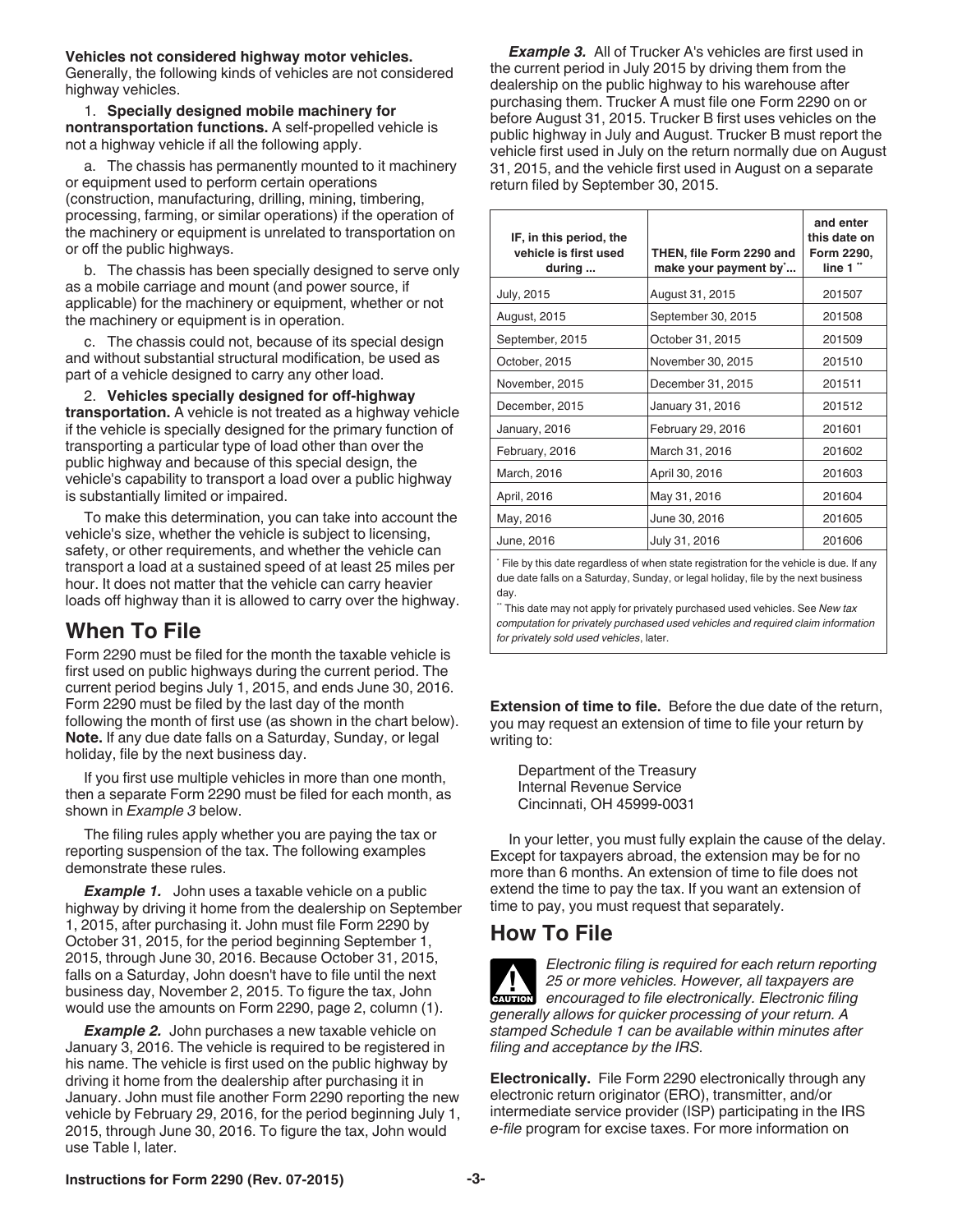**Vehicles not considered highway motor vehicles.** Generally, the following kinds of vehicles are not considered highway vehicles.

1. **Specially designed mobile machinery for nontransportation functions.** A self-propelled vehicle is not a highway vehicle if all the following apply.

a. The chassis has permanently mounted to it machinery or equipment used to perform certain operations (construction, manufacturing, drilling, mining, timbering, processing, farming, or similar operations) if the operation of the machinery or equipment is unrelated to transportation on or off the public highways.

b. The chassis has been specially designed to serve only as a mobile carriage and mount (and power source, if applicable) for the machinery or equipment, whether or not the machinery or equipment is in operation.

c. The chassis could not, because of its special design and without substantial structural modification, be used as part of a vehicle designed to carry any other load.

2. **Vehicles specially designed for off-highway transportation.** A vehicle is not treated as a highway vehicle if the vehicle is specially designed for the primary function of transporting a particular type of load other than over the public highway and because of this special design, the vehicle's capability to transport a load over a public highway is substantially limited or impaired.

To make this determination, you can take into account the vehicle's size, whether the vehicle is subject to licensing, safety, or other requirements, and whether the vehicle can transport a load at a sustained speed of at least 25 miles per hour. It does not matter that the vehicle can carry heavier loads off highway than it is allowed to carry over the highway.

## When To File

Form 2290 must be filed for the month the taxable vehicle is first used on public highways during the current period. The current period begins July 1, 2015, and ends June 30, 2016. Form 2290 must be filed by the last day of the month following the month of first use (as shown in the chart below). **Note.** If any due date falls on a Saturday, Sunday, or legal holiday, file by the next business day.

If you first use multiple vehicles in more than one month, then a separate Form 2290 must be filed for each month, as shown in *Example 3* below.

The filing rules apply whether you are paying the tax or reporting suspension of the tax. The following examples demonstrate these rules.

***Example 1.*** John uses a taxable vehicle on a public highway by driving it home from the dealership on September 1, 2015, after purchasing it. John must file Form 2290 by October 31, 2015, for the period beginning September 1, 2015, through June 30, 2016. Because October 31, 2015, falls on a Saturday, John doesn't have to file until the next business day, November 2, 2015. To figure the tax, John would use the amounts on Form 2290, page 2, column (1).

***Example 2.*** John purchases a new taxable vehicle on January 3, 2016. The vehicle is required to be registered in his name. The vehicle is first used on the public highway by driving it home from the dealership after purchasing it in January. John must file another Form 2290 reporting the new vehicle by February 29, 2016, for the period beginning July 1, 2015, through June 30, 2016. To figure the tax, John would use Table I, later.

***Example 3.*** All of Trucker A's vehicles are first used in the current period in July 2015 by driving them from the dealership on the public highway to his warehouse after purchasing them. Trucker A must file one Form 2290 on or before August 31, 2015. Trucker B first uses vehicles on the public highway in July and August. Trucker B must report the vehicle first used in July on the return normally due on August 31, 2015, and the vehicle first used in August on a separate return filed by September 30, 2015.

| IF, in this period, the vehicle is first used during ... | THEN, file Form 2290 and make your payment by*... | and enter this date on Form 2290, line 1 ** |
|---|---|---|
| July, 2015 | August 31, 2015 | 201507 |
| August, 2015 | September 30, 2015 | 201508 |
| September, 2015 | October 31, 2015 | 201509 |
| October, 2015 | November 30, 2015 | 201510 |
| November, 2015 | December 31, 2015 | 201511 |
| December, 2015 | January 31, 2016 | 201512 |
| January, 2016 | February 29, 2016 | 201601 |
| February, 2016 | March 31, 2016 | 201602 |
| March, 2016 | April 30, 2016 | 201603 |
| April, 2016 | May 31, 2016 | 201604 |
| May, 2016 | June 30, 2016 | 201605 |
| June, 2016 | July 31, 2016 | 201606 |

\* File by this date regardless of when state registration for the vehicle is due. If any due date falls on a Saturday, Sunday, or legal holiday, file by the next business day.

\*\* This date may not apply for privately purchased used vehicles. See *New tax computation for privately purchased used vehicles and required claim information for privately sold used vehicles*, later.

**Extension of time to file.** Before the due date of the return, you may request an extension of time to file your return by writing to:

Department of the Treasury
Internal Revenue Service
Cincinnati, OH 45999-0031

In your letter, you must fully explain the cause of the delay. Except for taxpayers abroad, the extension may be for no more than 6 months. An extension of time to file does not extend the time to pay the tax. If you want an extension of time to pay, you must request that separately.

## How To File

**CAUTION:** *Electronic filing is required for each return reporting 25 or more vehicles. However, all taxpayers are encouraged to file electronically. Electronic filing generally allows for quicker processing of your return. A stamped Schedule 1 can be available within minutes after filing and acceptance by the IRS.*

**Electronically.** File Form 2290 electronically through any electronic return originator (ERO), transmitter, and/or intermediate service provider (ISP) participating in the IRS *e-file* program for excise taxes. For more information on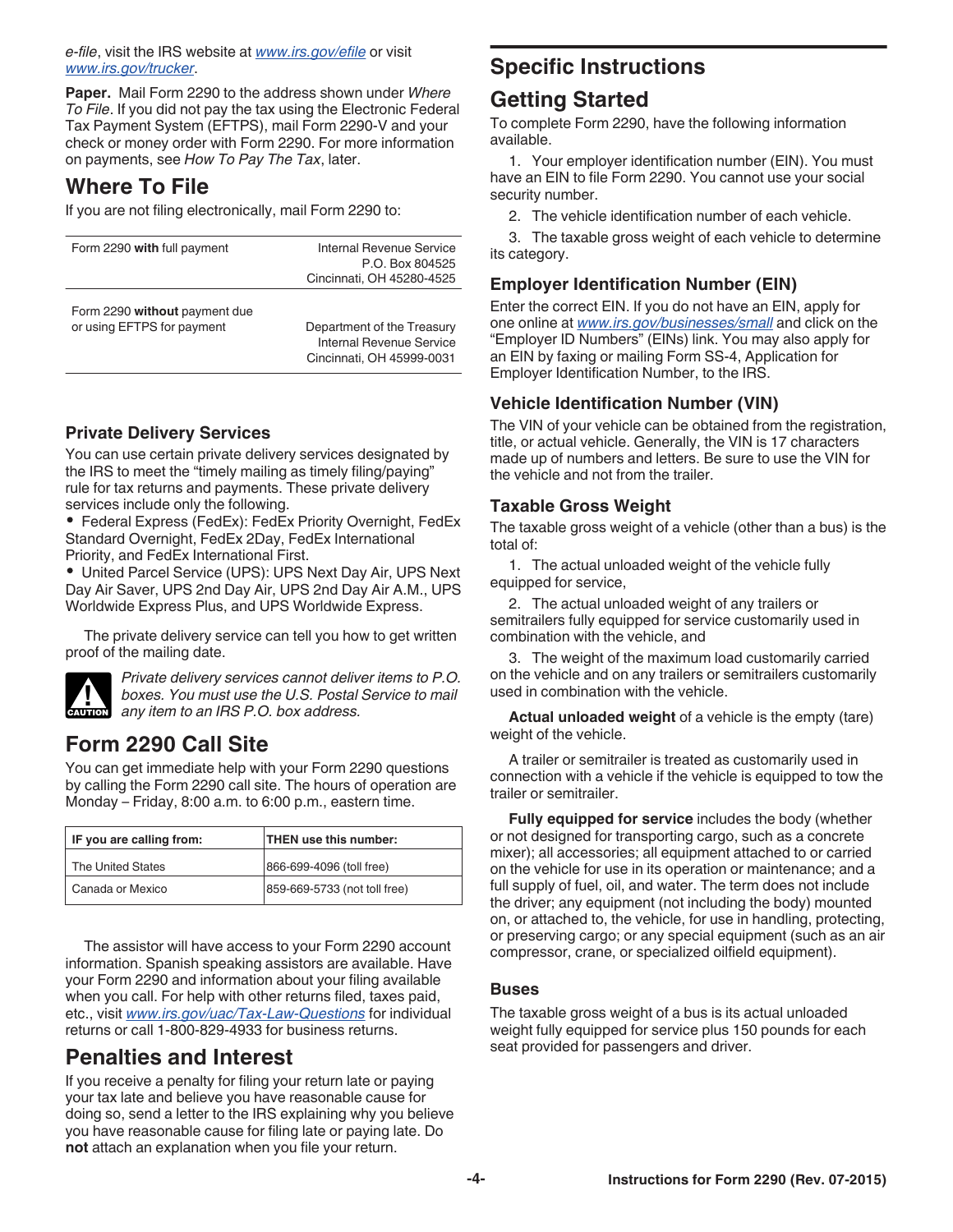*e-file*, visit the IRS website at *www.irs.gov/efile* or visit *www.irs.gov/trucker*.

**Paper.** Mail Form 2290 to the address shown under *Where To File*. If you did not pay the tax using the Electronic Federal Tax Payment System (EFTPS), mail Form 2290-V and your check or money order with Form 2290. For more information on payments, see *How To Pay The Tax*, later.

## Where To File

If you are not filing electronically, mail Form 2290 to:

| | |
|---|---|
| Form 2290 **with** full payment | Internal Revenue Service<br>P.O. Box 804525<br>Cincinnati, OH 45280-4525 |
| Form 2290 **without** payment due or using EFTPS for payment | Department of the Treasury<br>Internal Revenue Service<br>Cincinnati, OH 45999-0031 |

### Private Delivery Services

You can use certain private delivery services designated by the IRS to meet the "timely mailing as timely filing/paying" rule for tax returns and payments. These private delivery services include only the following.

- Federal Express (FedEx): FedEx Priority Overnight, FedEx Standard Overnight, FedEx 2Day, FedEx International Priority, and FedEx International First.
- United Parcel Service (UPS): UPS Next Day Air, UPS Next Day Air Saver, UPS 2nd Day Air, UPS 2nd Day Air A.M., UPS Worldwide Express Plus, and UPS Worldwide Express.

The private delivery service can tell you how to get written proof of the mailing date.

CAUTION: *Private delivery services cannot deliver items to P.O. boxes. You must use the U.S. Postal Service to mail any item to an IRS P.O. box address.*

## Form 2290 Call Site

You can get immediate help with your Form 2290 questions by calling the Form 2290 call site. The hours of operation are Monday – Friday, 8:00 a.m. to 6:00 p.m., eastern time.

| IF you are calling from: | THEN use this number: |
|---|---|
| The United States | 866-699-4096 (toll free) |
| Canada or Mexico | 859-669-5733 (not toll free) |

The assistor will have access to your Form 2290 account information. Spanish speaking assistors are available. Have your Form 2290 and information about your filing available when you call. For help with other returns filed, taxes paid, etc., visit *www.irs.gov/uac/Tax-Law-Questions* for individual returns or call 1-800-829-4933 for business returns.

## Penalties and Interest

If you receive a penalty for filing your return late or paying your tax late and believe you have reasonable cause for doing so, send a letter to the IRS explaining why you believe you have reasonable cause for filing late or paying late. Do **not** attach an explanation when you file your return.

# Specific Instructions

## Getting Started

To complete Form 2290, have the following information available.

1. Your employer identification number (EIN). You must have an EIN to file Form 2290. You cannot use your social security number.
2. The vehicle identification number of each vehicle.
3. The taxable gross weight of each vehicle to determine its category.

### Employer Identification Number (EIN)

Enter the correct EIN. If you do not have an EIN, apply for one online at *www.irs.gov/businesses/small* and click on the "Employer ID Numbers" (EINs) link. You may also apply for an EIN by faxing or mailing Form SS-4, Application for Employer Identification Number, to the IRS.

### Vehicle Identification Number (VIN)

The VIN of your vehicle can be obtained from the registration, title, or actual vehicle. Generally, the VIN is 17 characters made up of numbers and letters. Be sure to use the VIN for the vehicle and not from the trailer.

### Taxable Gross Weight

The taxable gross weight of a vehicle (other than a bus) is the total of:

1. The actual unloaded weight of the vehicle fully equipped for service,
2. The actual unloaded weight of any trailers or semitrailers fully equipped for service customarily used in combination with the vehicle, and
3. The weight of the maximum load customarily carried on the vehicle and on any trailers or semitrailers customarily used in combination with the vehicle.

**Actual unloaded weight** of a vehicle is the empty (tare) weight of the vehicle.

A trailer or semitrailer is treated as customarily used in connection with a vehicle if the vehicle is equipped to tow the trailer or semitrailer.

**Fully equipped for service** includes the body (whether or not designed for transporting cargo, such as a concrete mixer); all accessories; all equipment attached to or carried on the vehicle for use in its operation or maintenance; and a full supply of fuel, oil, and water. The term does not include the driver; any equipment (not including the body) mounted on, or attached to, the vehicle, for use in handling, protecting, or preserving cargo; or any special equipment (such as an air compressor, crane, or specialized oilfield equipment).

### Buses

The taxable gross weight of a bus is its actual unloaded weight fully equipped for service plus 150 pounds for each seat provided for passengers and driver.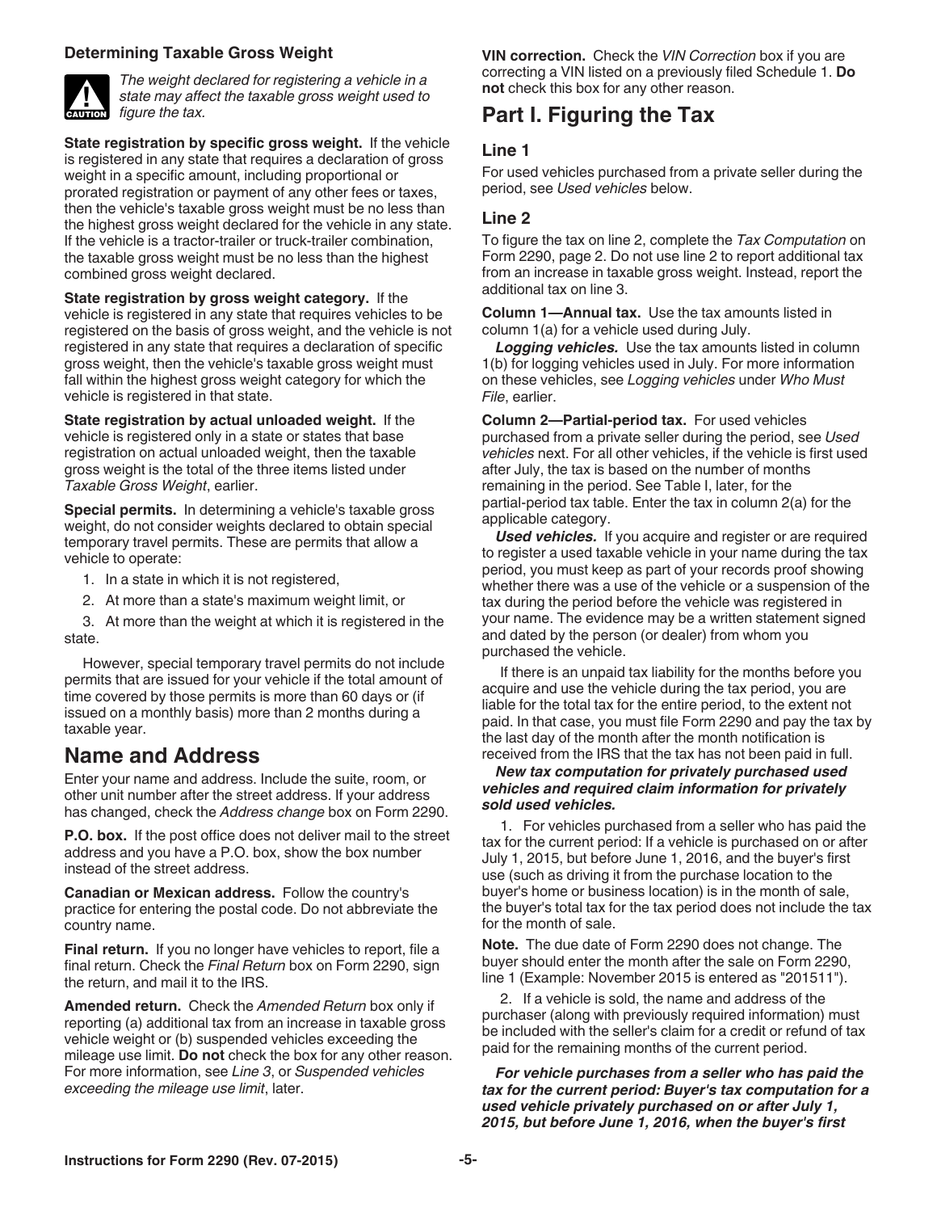### Determining Taxable Gross Weight

**CAUTION:** *The weight declared for registering a vehicle in a state may affect the taxable gross weight used to figure the tax.*

**State registration by specific gross weight.** If the vehicle is registered in any state that requires a declaration of gross weight in a specific amount, including proportional or prorated registration or payment of any other fees or taxes, then the vehicle's taxable gross weight must be no less than the highest gross weight declared for the vehicle in any state. If the vehicle is a tractor-trailer or truck-trailer combination, the taxable gross weight must be no less than the highest combined gross weight declared.

**State registration by gross weight category.** If the vehicle is registered in any state that requires vehicles to be registered on the basis of gross weight, and the vehicle is not registered in any state that requires a declaration of specific gross weight, then the vehicle's taxable gross weight must fall within the highest gross weight category for which the vehicle is registered in that state.

**State registration by actual unloaded weight.** If the vehicle is registered only in a state or states that base registration on actual unloaded weight, then the taxable gross weight is the total of the three items listed under *Taxable Gross Weight*, earlier.

**Special permits.** In determining a vehicle's taxable gross weight, do not consider weights declared to obtain special temporary travel permits. These are permits that allow a vehicle to operate:

1. In a state in which it is not registered,
2. At more than a state's maximum weight limit, or
3. At more than the weight at which it is registered in the state.

However, special temporary travel permits do not include permits that are issued for your vehicle if the total amount of time covered by those permits is more than 60 days or (if issued on a monthly basis) more than 2 months during a taxable year.

## Name and Address

Enter your name and address. Include the suite, room, or other unit number after the street address. If your address has changed, check the *Address change* box on Form 2290.

**P.O. box.** If the post office does not deliver mail to the street address and you have a P.O. box, show the box number instead of the street address.

**Canadian or Mexican address.** Follow the country's practice for entering the postal code. Do not abbreviate the country name.

**Final return.** If you no longer have vehicles to report, file a final return. Check the *Final Return* box on Form 2290, sign the return, and mail it to the IRS.

**Amended return.** Check the *Amended Return* box only if reporting (a) additional tax from an increase in taxable gross vehicle weight or (b) suspended vehicles exceeding the mileage use limit. **Do not** check the box for any other reason. For more information, see *Line 3*, or *Suspended vehicles exceeding the mileage use limit*, later.

**VIN correction.** Check the *VIN Correction* box if you are correcting a VIN listed on a previously filed Schedule 1. **Do not** check this box for any other reason.

## Part I. Figuring the Tax

### Line 1

For used vehicles purchased from a private seller during the period, see *Used vehicles* below.

### Line 2

To figure the tax on line 2, complete the *Tax Computation* on Form 2290, page 2. Do not use line 2 to report additional tax from an increase in taxable gross weight. Instead, report the additional tax on line 3.

**Column 1—Annual tax.** Use the tax amounts listed in column 1(a) for a vehicle used during July.

***Logging vehicles.*** Use the tax amounts listed in column 1(b) for logging vehicles used in July. For more information on these vehicles, see *Logging vehicles* under *Who Must File*, earlier.

**Column 2—Partial-period tax.** For used vehicles purchased from a private seller during the period, see *Used vehicles* next. For all other vehicles, if the vehicle is first used after July, the tax is based on the number of months remaining in the period. See Table I, later, for the partial-period tax table. Enter the tax in column 2(a) for the applicable category.

***Used vehicles.*** If you acquire and register or are required to register a used taxable vehicle in your name during the tax period, you must keep as part of your records proof showing whether there was a use of the vehicle or a suspension of the tax during the period before the vehicle was registered in your name. The evidence may be a written statement signed and dated by the person (or dealer) from whom you purchased the vehicle.

If there is an unpaid tax liability for the months before you acquire and use the vehicle during the tax period, you are liable for the total tax for the entire period, to the extent not paid. In that case, you must file Form 2290 and pay the tax by the last day of the month after the month notification is received from the IRS that the tax has not been paid in full.

***New tax computation for privately purchased used vehicles and required claim information for privately sold used vehicles.***

1. For vehicles purchased from a seller who has paid the tax for the current period: If a vehicle is purchased on or after July 1, 2015, but before June 1, 2016, and the buyer's first use (such as driving it from the purchase location to the buyer's home or business location) is in the month of sale, the buyer's total tax for the tax period does not include the tax for the month of sale.

**Note.** The due date of Form 2290 does not change. The buyer should enter the month after the sale on Form 2290, line 1 (Example: November 2015 is entered as "201511").

2. If a vehicle is sold, the name and address of the purchaser (along with previously required information) must be included with the seller's claim for a credit or refund of tax paid for the remaining months of the current period.

***For vehicle purchases from a seller who has paid the tax for the current period: Buyer's tax computation for a used vehicle privately purchased on or after July 1, 2015, but before June 1, 2016, when the buyer's first***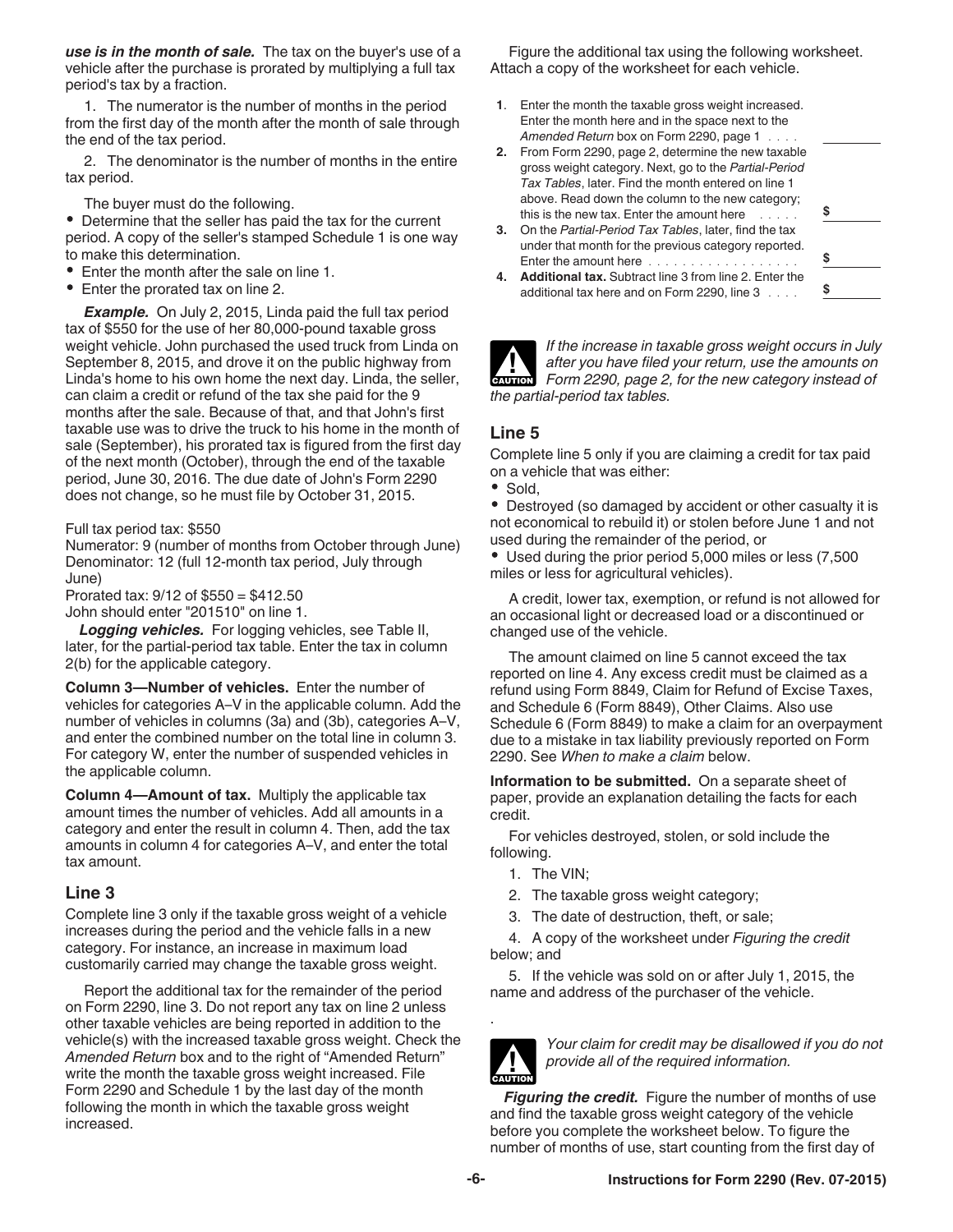***use is in the month of sale.*** The tax on the buyer's use of a vehicle after the purchase is prorated by multiplying a full tax period's tax by a fraction.

1. The numerator is the number of months in the period from the first day of the month after the month of sale through the end of the tax period.

2. The denominator is the number of months in the entire tax period.

The buyer must do the following.

- Determine that the seller has paid the tax for the current period. A copy of the seller's stamped Schedule 1 is one way to make this determination.
- Enter the month after the sale on line 1.
- Enter the prorated tax on line 2.

***Example.*** On July 2, 2015, Linda paid the full tax period tax of $550 for the use of her 80,000-pound taxable gross weight vehicle. John purchased the used truck from Linda on September 8, 2015, and drove it on the public highway from Linda's home to his own home the next day. Linda, the seller, can claim a credit or refund of the tax she paid for the 9 months after the sale. Because of that, and that John's first taxable use was to drive the truck to his home in the month of sale (September), his prorated tax is figured from the first day of the next month (October), through the end of the taxable period, June 30, 2016. The due date of John's Form 2290 does not change, so he must file by October 31, 2015.

Full tax period tax: $550
Numerator: 9 (number of months from October through June)
Denominator: 12 (full 12-month tax period, July through June)
Prorated tax: 9/12 of $550 = $412.50
John should enter "201510" on line 1.

***Logging vehicles.*** For logging vehicles, see Table II, later, for the partial-period tax table. Enter the tax in column 2(b) for the applicable category.

**Column 3—Number of vehicles.** Enter the number of vehicles for categories A–V in the applicable column. Add the number of vehicles in columns (3a) and (3b), categories A–V, and enter the combined number on the total line in column 3. For category W, enter the number of suspended vehicles in the applicable column.

**Column 4—Amount of tax.** Multiply the applicable tax amount times the number of vehicles. Add all amounts in a category and enter the result in column 4. Then, add the tax amounts in column 4 for categories A–V, and enter the total tax amount.

## Line 3

Complete line 3 only if the taxable gross weight of a vehicle increases during the period and the vehicle falls in a new category. For instance, an increase in maximum load customarily carried may change the taxable gross weight.

Report the additional tax for the remainder of the period on Form 2290, line 3. Do not report any tax on line 2 unless other taxable vehicles are being reported in addition to the vehicle(s) with the increased taxable gross weight. Check the *Amended Return* box and to the right of "Amended Return" write the month the taxable gross weight increased. File Form 2290 and Schedule 1 by the last day of the month following the month in which the taxable gross weight increased.

Figure the additional tax using the following worksheet. Attach a copy of the worksheet for each vehicle.

| | | |
|---|---|---|
| **1.** | Enter the month the taxable gross weight increased. Enter the month here and in the space next to the *Amended Return* box on Form 2290, page 1 . . . . | |
| **2.** | From Form 2290, page 2, determine the new taxable gross weight category. Next, go to the *Partial-Period Tax Tables*, later. Find the month entered on line 1 above. Read down the column to the new category; this is the new tax. Enter the amount here . . . . . | $ |
| **3.** | On the *Partial-Period Tax Tables*, later, find the tax under that month for the previous category reported. Enter the amount here . . . . . . . . . . . . . . . . . . | $ |
| **4.** | **Additional tax.** Subtract line 3 from line 2. Enter the additional tax here and on Form 2290, line 3 . . . . | $ |

**CAUTION:** *If the increase in taxable gross weight occurs in July after you have filed your return, use the amounts on Form 2290, page 2, for the new category instead of the partial-period tax tables.*

## Line 5

Complete line 5 only if you are claiming a credit for tax paid on a vehicle that was either:

- Sold,
- Destroyed (so damaged by accident or other casualty it is not economical to rebuild it) or stolen before June 1 and not used during the remainder of the period, or
- Used during the prior period 5,000 miles or less (7,500 miles or less for agricultural vehicles).

A credit, lower tax, exemption, or refund is not allowed for an occasional light or decreased load or a discontinued or changed use of the vehicle.

The amount claimed on line 5 cannot exceed the tax reported on line 4. Any excess credit must be claimed as a refund using Form 8849, Claim for Refund of Excise Taxes, and Schedule 6 (Form 8849), Other Claims. Also use Schedule 6 (Form 8849) to make a claim for an overpayment due to a mistake in tax liability previously reported on Form 2290. See *When to make a claim* below.

**Information to be submitted.** On a separate sheet of paper, provide an explanation detailing the facts for each credit.

For vehicles destroyed, stolen, or sold include the following.

1. The VIN;

2. The taxable gross weight category;

3. The date of destruction, theft, or sale;

4. A copy of the worksheet under *Figuring the credit* below; and

5. If the vehicle was sold on or after July 1, 2015, the name and address of the purchaser of the vehicle.

**CAUTION:** *Your claim for credit may be disallowed if you do not provide all of the required information.*

***Figuring the credit.*** Figure the number of months of use and find the taxable gross weight category of the vehicle before you complete the worksheet below. To figure the number of months of use, start counting from the first day of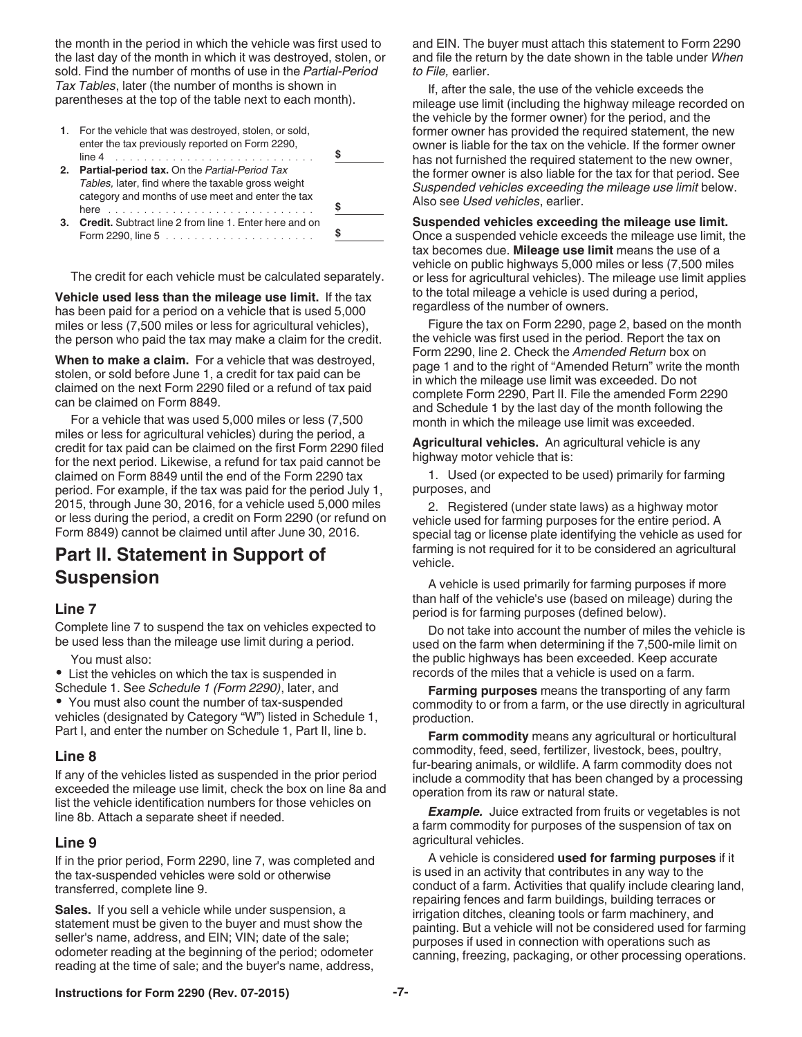the month in the period in which the vehicle was first used to the last day of the month in which it was destroyed, stolen, or sold. Find the number of months of use in the *Partial-Period Tax Tables*, later (the number of months is shown in parentheses at the top of the table next to each month).

| | | |
|---|---|---|
| **1**. | For the vehicle that was destroyed, stolen, or sold, enter the tax previously reported on Form 2290, line 4 | $ |
| **2.** | **Partial-period tax.** On the *Partial-Period Tax Tables,* later, find where the taxable gross weight category and months of use meet and enter the tax here | $ |
| **3.** | **Credit.** Subtract line 2 from line 1. Enter here and on Form 2290, line 5 | $ |

The credit for each vehicle must be calculated separately.

**Vehicle used less than the mileage use limit.** If the tax has been paid for a period on a vehicle that is used 5,000 miles or less (7,500 miles or less for agricultural vehicles), the person who paid the tax may make a claim for the credit.

**When to make a claim.** For a vehicle that was destroyed, stolen, or sold before June 1, a credit for tax paid can be claimed on the next Form 2290 filed or a refund of tax paid can be claimed on Form 8849.

For a vehicle that was used 5,000 miles or less (7,500 miles or less for agricultural vehicles) during the period, a credit for tax paid can be claimed on the first Form 2290 filed for the next period. Likewise, a refund for tax paid cannot be claimed on Form 8849 until the end of the Form 2290 tax period. For example, if the tax was paid for the period July 1, 2015, through June 30, 2016, for a vehicle used 5,000 miles or less during the period, a credit on Form 2290 (or refund on Form 8849) cannot be claimed until after June 30, 2016.

## Part II. Statement in Support of Suspension

### Line 7

Complete line 7 to suspend the tax on vehicles expected to be used less than the mileage use limit during a period.

You must also:

- List the vehicles on which the tax is suspended in Schedule 1. See *Schedule 1 (Form 2290)*, later, and
- You must also count the number of tax-suspended vehicles (designated by Category "W") listed in Schedule 1, Part I, and enter the number on Schedule 1, Part II, line b.

### Line 8

If any of the vehicles listed as suspended in the prior period exceeded the mileage use limit, check the box on line 8a and list the vehicle identification numbers for those vehicles on line 8b. Attach a separate sheet if needed.

### Line 9

If in the prior period, Form 2290, line 7, was completed and the tax-suspended vehicles were sold or otherwise transferred, complete line 9.

**Sales.** If you sell a vehicle while under suspension, a statement must be given to the buyer and must show the seller's name, address, and EIN; VIN; date of the sale; odometer reading at the beginning of the period; odometer reading at the time of sale; and the buyer's name, address, and EIN. The buyer must attach this statement to Form 2290 and file the return by the date shown in the table under *When to File,* earlier.

If, after the sale, the use of the vehicle exceeds the mileage use limit (including the highway mileage recorded on the vehicle by the former owner) for the period, and the former owner has provided the required statement, the new owner is liable for the tax on the vehicle. If the former owner has not furnished the required statement to the new owner, the former owner is also liable for the tax for that period. See *Suspended vehicles exceeding the mileage use limit* below. Also see *Used vehicles*, earlier.

**Suspended vehicles exceeding the mileage use limit.** Once a suspended vehicle exceeds the mileage use limit, the tax becomes due. **Mileage use limit** means the use of a vehicle on public highways 5,000 miles or less (7,500 miles or less for agricultural vehicles). The mileage use limit applies to the total mileage a vehicle is used during a period, regardless of the number of owners.

Figure the tax on Form 2290, page 2, based on the month the vehicle was first used in the period. Report the tax on Form 2290, line 2. Check the *Amended Return* box on page 1 and to the right of "Amended Return" write the month in which the mileage use limit was exceeded. Do not complete Form 2290, Part II. File the amended Form 2290 and Schedule 1 by the last day of the month following the month in which the mileage use limit was exceeded.

**Agricultural vehicles.** An agricultural vehicle is any highway motor vehicle that is:

1. Used (or expected to be used) primarily for farming purposes, and

2. Registered (under state laws) as a highway motor vehicle used for farming purposes for the entire period. A special tag or license plate identifying the vehicle as used for farming is not required for it to be considered an agricultural vehicle.

A vehicle is used primarily for farming purposes if more than half of the vehicle's use (based on mileage) during the period is for farming purposes (defined below).

Do not take into account the number of miles the vehicle is used on the farm when determining if the 7,500-mile limit on the public highways has been exceeded. Keep accurate records of the miles that a vehicle is used on a farm.

**Farming purposes** means the transporting of any farm commodity to or from a farm, or the use directly in agricultural production.

**Farm commodity** means any agricultural or horticultural commodity, feed, seed, fertilizer, livestock, bees, poultry, fur-bearing animals, or wildlife. A farm commodity does not include a commodity that has been changed by a processing operation from its raw or natural state.

***Example.*** Juice extracted from fruits or vegetables is not a farm commodity for purposes of the suspension of tax on agricultural vehicles.

A vehicle is considered **used for farming purposes** if it is used in an activity that contributes in any way to the conduct of a farm. Activities that qualify include clearing land, repairing fences and farm buildings, building terraces or irrigation ditches, cleaning tools or farm machinery, and painting. But a vehicle will not be considered used for farming purposes if used in connection with operations such as canning, freezing, packaging, or other processing operations.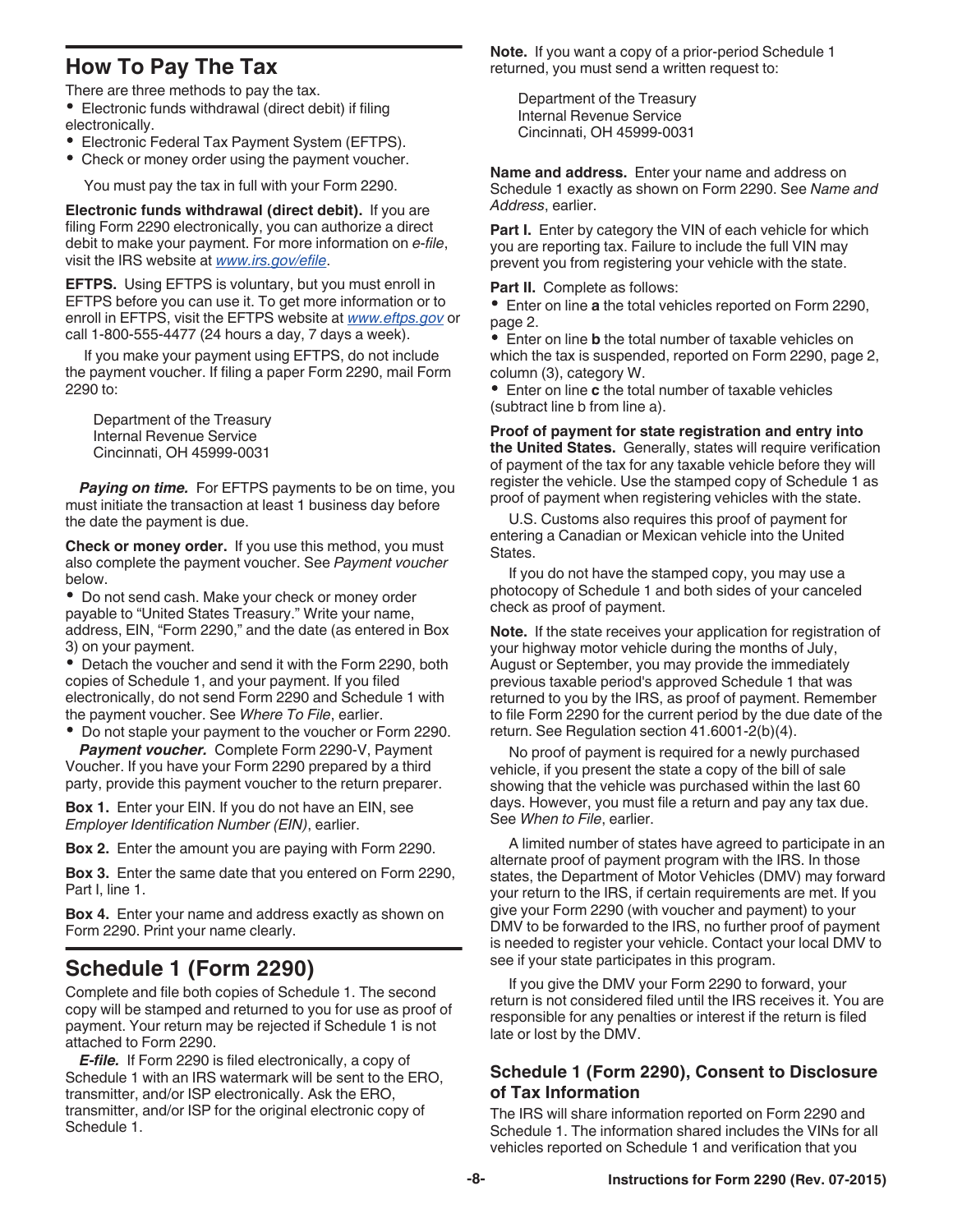## How To Pay The Tax

There are three methods to pay the tax.

- Electronic funds withdrawal (direct debit) if filing electronically.
- Electronic Federal Tax Payment System (EFTPS).
- Check or money order using the payment voucher.

You must pay the tax in full with your Form 2290.

**Electronic funds withdrawal (direct debit).** If you are filing Form 2290 electronically, you can authorize a direct debit to make your payment. For more information on *e-file*, visit the IRS website at *www.irs.gov/efile*.

**EFTPS.** Using EFTPS is voluntary, but you must enroll in EFTPS before you can use it. To get more information or to enroll in EFTPS, visit the EFTPS website at *www.eftps.gov* or call 1-800-555-4477 (24 hours a day, 7 days a week).

If you make your payment using EFTPS, do not include the payment voucher. If filing a paper Form 2290, mail Form 2290 to:

Department of the Treasury
Internal Revenue Service
Cincinnati, OH 45999-0031

***Paying on time.*** For EFTPS payments to be on time, you must initiate the transaction at least 1 business day before the date the payment is due.

**Check or money order.** If you use this method, you must also complete the payment voucher. See *Payment voucher* below.

- Do not send cash. Make your check or money order payable to "United States Treasury." Write your name, address, EIN, "Form 2290," and the date (as entered in Box 3) on your payment.
- Detach the voucher and send it with the Form 2290, both copies of Schedule 1, and your payment. If you filed electronically, do not send Form 2290 and Schedule 1 with the payment voucher. See *Where To File*, earlier.
- Do not staple your payment to the voucher or Form 2290.

***Payment voucher.*** Complete Form 2290-V, Payment Voucher. If you have your Form 2290 prepared by a third party, provide this payment voucher to the return preparer.

**Box 1.** Enter your EIN. If you do not have an EIN, see *Employer Identification Number (EIN)*, earlier.

**Box 2.** Enter the amount you are paying with Form 2290.

**Box 3.** Enter the same date that you entered on Form 2290, Part I, line 1.

**Box 4.** Enter your name and address exactly as shown on Form 2290. Print your name clearly.

## Schedule 1 (Form 2290)

Complete and file both copies of Schedule 1. The second copy will be stamped and returned to you for use as proof of payment. Your return may be rejected if Schedule 1 is not attached to Form 2290.

***E-file.*** If Form 2290 is filed electronically, a copy of Schedule 1 with an IRS watermark will be sent to the ERO, transmitter, and/or ISP electronically. Ask the ERO, transmitter, and/or ISP for the original electronic copy of Schedule 1.

**Note.** If you want a copy of a prior-period Schedule 1 returned, you must send a written request to:

Department of the Treasury
Internal Revenue Service
Cincinnati, OH 45999-0031

**Name and address.** Enter your name and address on Schedule 1 exactly as shown on Form 2290. See *Name and Address*, earlier.

**Part I.** Enter by category the VIN of each vehicle for which you are reporting tax. Failure to include the full VIN may prevent you from registering your vehicle with the state.

**Part II.** Complete as follows:

- Enter on line **a** the total vehicles reported on Form 2290, page 2.
- Enter on line **b** the total number of taxable vehicles on which the tax is suspended, reported on Form 2290, page 2, column (3), category W.
- Enter on line **c** the total number of taxable vehicles (subtract line b from line a).

**Proof of payment for state registration and entry into the United States.** Generally, states will require verification of payment of the tax for any taxable vehicle before they will register the vehicle. Use the stamped copy of Schedule 1 as proof of payment when registering vehicles with the state.

U.S. Customs also requires this proof of payment for entering a Canadian or Mexican vehicle into the United States.

If you do not have the stamped copy, you may use a photocopy of Schedule 1 and both sides of your canceled check as proof of payment.

**Note.** If the state receives your application for registration of your highway motor vehicle during the months of July, August or September, you may provide the immediately previous taxable period's approved Schedule 1 that was returned to you by the IRS, as proof of payment. Remember to file Form 2290 for the current period by the due date of the return. See Regulation section 41.6001-2(b)(4).

No proof of payment is required for a newly purchased vehicle, if you present the state a copy of the bill of sale showing that the vehicle was purchased within the last 60 days. However, you must file a return and pay any tax due. See *When to File*, earlier.

A limited number of states have agreed to participate in an alternate proof of payment program with the IRS. In those states, the Department of Motor Vehicles (DMV) may forward your return to the IRS, if certain requirements are met. If you give your Form 2290 (with voucher and payment) to your DMV to be forwarded to the IRS, no further proof of payment is needed to register your vehicle. Contact your local DMV to see if your state participates in this program.

If you give the DMV your Form 2290 to forward, your return is not considered filed until the IRS receives it. You are responsible for any penalties or interest if the return is filed late or lost by the DMV.

### Schedule 1 (Form 2290), Consent to Disclosure of Tax Information

The IRS will share information reported on Form 2290 and Schedule 1. The information shared includes the VINs for all vehicles reported on Schedule 1 and verification that you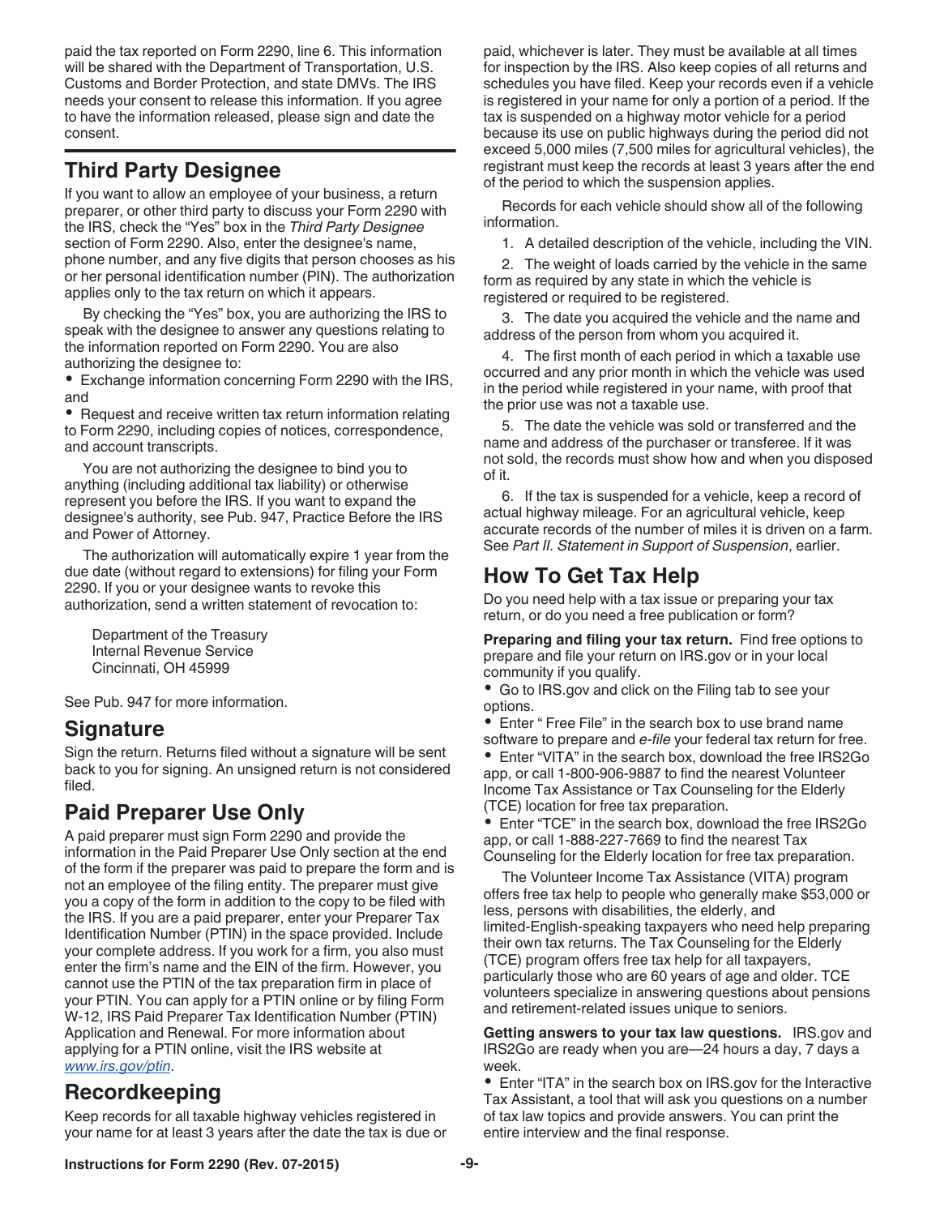paid the tax reported on Form 2290, line 6. This information will be shared with the Department of Transportation, U.S. Customs and Border Protection, and state DMVs. The IRS needs your consent to release this information. If you agree to have the information released, please sign and date the consent.

## Third Party Designee

If you want to allow an employee of your business, a return preparer, or other third party to discuss your Form 2290 with the IRS, check the "Yes" box in the *Third Party Designee* section of Form 2290. Also, enter the designee's name, phone number, and any five digits that person chooses as his or her personal identification number (PIN). The authorization applies only to the tax return on which it appears.

By checking the "Yes" box, you are authorizing the IRS to speak with the designee to answer any questions relating to the information reported on Form 2290. You are also authorizing the designee to:

- Exchange information concerning Form 2290 with the IRS, and
- Request and receive written tax return information relating to Form 2290, including copies of notices, correspondence, and account transcripts.

You are not authorizing the designee to bind you to anything (including additional tax liability) or otherwise represent you before the IRS. If you want to expand the designee's authority, see Pub. 947, Practice Before the IRS and Power of Attorney.

The authorization will automatically expire 1 year from the due date (without regard to extensions) for filing your Form 2290. If you or your designee wants to revoke this authorization, send a written statement of revocation to:

Department of the Treasury
Internal Revenue Service
Cincinnati, OH 45999

See Pub. 947 for more information.

## Signature

Sign the return. Returns filed without a signature will be sent back to you for signing. An unsigned return is not considered filed.

## Paid Preparer Use Only

A paid preparer must sign Form 2290 and provide the information in the Paid Preparer Use Only section at the end of the form if the preparer was paid to prepare the form and is not an employee of the filing entity. The preparer must give you a copy of the form in addition to the copy to be filed with the IRS. If you are a paid preparer, enter your Preparer Tax Identification Number (PTIN) in the space provided. Include your complete address. If you work for a firm, you also must enter the firm's name and the EIN of the firm. However, you cannot use the PTIN of the tax preparation firm in place of your PTIN. You can apply for a PTIN online or by filing Form W-12, IRS Paid Preparer Tax Identification Number (PTIN) Application and Renewal. For more information about applying for a PTIN online, visit the IRS website at *www.irs.gov/ptin*.

## Recordkeeping

Keep records for all taxable highway vehicles registered in your name for at least 3 years after the date the tax is due or paid, whichever is later. They must be available at all times for inspection by the IRS. Also keep copies of all returns and schedules you have filed. Keep your records even if a vehicle is registered in your name for only a portion of a period. If the tax is suspended on a highway motor vehicle for a period because its use on public highways during the period did not exceed 5,000 miles (7,500 miles for agricultural vehicles), the registrant must keep the records at least 3 years after the end of the period to which the suspension applies.

Records for each vehicle should show all of the following information.

1. A detailed description of the vehicle, including the VIN.
2. The weight of loads carried by the vehicle in the same form as required by any state in which the vehicle is registered or required to be registered.
3. The date you acquired the vehicle and the name and address of the person from whom you acquired it.
4. The first month of each period in which a taxable use occurred and any prior month in which the vehicle was used in the period while registered in your name, with proof that the prior use was not a taxable use.
5. The date the vehicle was sold or transferred and the name and address of the purchaser or transferee. If it was not sold, the records must show how and when you disposed of it.
6. If the tax is suspended for a vehicle, keep a record of actual highway mileage. For an agricultural vehicle, keep accurate records of the number of miles it is driven on a farm. See *Part II. Statement in Support of Suspension*, earlier.

## How To Get Tax Help

Do you need help with a tax issue or preparing your tax return, or do you need a free publication or form?

**Preparing and filing your tax return.** Find free options to prepare and file your return on IRS.gov or in your local community if you qualify.

- Go to IRS.gov and click on the Filing tab to see your options.
- Enter " Free File" in the search box to use brand name software to prepare and *e-file* your federal tax return for free.
- Enter "VITA" in the search box, download the free IRS2Go app, or call 1-800-906-9887 to find the nearest Volunteer Income Tax Assistance or Tax Counseling for the Elderly (TCE) location for free tax preparation.
- Enter "TCE" in the search box, download the free IRS2Go app, or call 1-888-227-7669 to find the nearest Tax Counseling for the Elderly location for free tax preparation.

The Volunteer Income Tax Assistance (VITA) program offers free tax help to people who generally make $53,000 or less, persons with disabilities, the elderly, and limited-English-speaking taxpayers who need help preparing their own tax returns. The Tax Counseling for the Elderly (TCE) program offers free tax help for all taxpayers, particularly those who are 60 years of age and older. TCE volunteers specialize in answering questions about pensions and retirement-related issues unique to seniors.

**Getting answers to your tax law questions.** IRS.gov and IRS2Go are ready when you are—24 hours a day, 7 days a week.

- Enter "ITA" in the search box on IRS.gov for the Interactive Tax Assistant, a tool that will ask you questions on a number of tax law topics and provide answers. You can print the entire interview and the final response.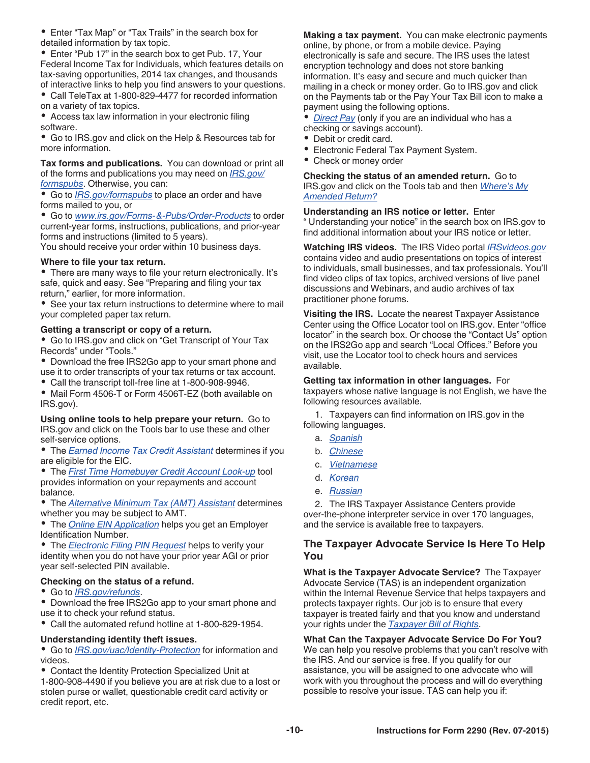- Enter "Tax Map" or "Tax Trails" in the search box for detailed information by tax topic.
- Enter "Pub 17" in the search box to get Pub. 17, Your Federal Income Tax for Individuals, which features details on tax-saving opportunities, 2014 tax changes, and thousands of interactive links to help you find answers to your questions.
- Call TeleTax at 1-800-829-4477 for recorded information on a variety of tax topics.
- Access tax law information in your electronic filing software.
- Go to IRS.gov and click on the Help & Resources tab for more information.

**Tax forms and publications.** You can download or print all of the forms and publications you may need on *IRS.gov/formspubs*. Otherwise, you can:

- Go to *IRS.gov/formspubs* to place an order and have forms mailed to you, or
- Go to *www.irs.gov/Forms-&-Pubs/Order-Products* to order current-year forms, instructions, publications, and prior-year forms and instructions (limited to 5 years).

You should receive your order within 10 business days.

**Where to file your tax return.**

- There are many ways to file your return electronically. It's safe, quick and easy. See "Preparing and filing your tax return," earlier, for more information.
- See your tax return instructions to determine where to mail your completed paper tax return.

**Getting a transcript or copy of a return.**

- Go to IRS.gov and click on "Get Transcript of Your Tax Records" under "Tools."
- Download the free IRS2Go app to your smart phone and use it to order transcripts of your tax returns or tax account.
- Call the transcript toll-free line at 1-800-908-9946.
- Mail Form 4506-T or Form 4506T-EZ (both available on IRS.gov).

**Using online tools to help prepare your return.** Go to IRS.gov and click on the Tools bar to use these and other self-service options.

- The *Earned Income Tax Credit Assistant* determines if you are eligible for the EIC.
- The *First Time Homebuyer Credit Account Look-up* tool provides information on your repayments and account balance.
- The *Alternative Minimum Tax (AMT) Assistant* determines whether you may be subject to AMT.
- The *Online EIN Application* helps you get an Employer Identification Number.
- The *Electronic Filing PIN Request* helps to verify your identity when you do not have your prior year AGI or prior year self-selected PIN available.

**Checking on the status of a refund.**

- Go to *IRS.gov/refunds*.
- Download the free IRS2Go app to your smart phone and use it to check your refund status.
- Call the automated refund hotline at 1-800-829-1954.

**Understanding identity theft issues.**

- Go to *IRS.gov/uac/Identity-Protection* for information and videos.
- Contact the Identity Protection Specialized Unit at 1-800-908-4490 if you believe you are at risk due to a lost or stolen purse or wallet, questionable credit card activity or credit report, etc.

**Making a tax payment.** You can make electronic payments online, by phone, or from a mobile device. Paying electronically is safe and secure. The IRS uses the latest encryption technology and does not store banking information. It's easy and secure and much quicker than mailing in a check or money order. Go to IRS.gov and click on the Payments tab or the Pay Your Tax Bill icon to make a payment using the following options.

- *Direct Pay* (only if you are an individual who has a checking or savings account).
- Debit or credit card.
- Electronic Federal Tax Payment System.
- Check or money order

**Checking the status of an amended return.** Go to IRS.gov and click on the Tools tab and then *Where's My Amended Return?*

**Understanding an IRS notice or letter.** Enter " Understanding your notice" in the search box on IRS.gov to find additional information about your IRS notice or letter.

**Watching IRS videos.** The IRS Video portal *IRSvideos.gov* contains video and audio presentations on topics of interest to individuals, small businesses, and tax professionals. You'll find video clips of tax topics, archived versions of live panel discussions and Webinars, and audio archives of tax practitioner phone forums.

**Visiting the IRS.** Locate the nearest Taxpayer Assistance Center using the Office Locator tool on IRS.gov. Enter "office locator" in the search box. Or choose the "Contact Us" option on the IRS2Go app and search "Local Offices." Before you visit, use the Locator tool to check hours and services available.

**Getting tax information in other languages.** For taxpayers whose native language is not English, we have the following resources available.

1. Taxpayers can find information on IRS.gov in the following languages.
   a. *Spanish*
   b. *Chinese*
   c. *Vietnamese*
   d. *Korean*
   e. *Russian*
2. The IRS Taxpayer Assistance Centers provide over-the-phone interpreter service in over 170 languages, and the service is available free to taxpayers.

## The Taxpayer Advocate Service Is Here To Help You

**What is the Taxpayer Advocate Service?** The Taxpayer Advocate Service (TAS) is an independent organization within the Internal Revenue Service that helps taxpayers and protects taxpayer rights. Our job is to ensure that every taxpayer is treated fairly and that you know and understand your rights under the *Taxpayer Bill of Rights*.

**What Can the Taxpayer Advocate Service Do For You?** We can help you resolve problems that you can't resolve with the IRS. And our service is free. If you qualify for our assistance, you will be assigned to one advocate who will work with you throughout the process and will do everything possible to resolve your issue. TAS can help you if: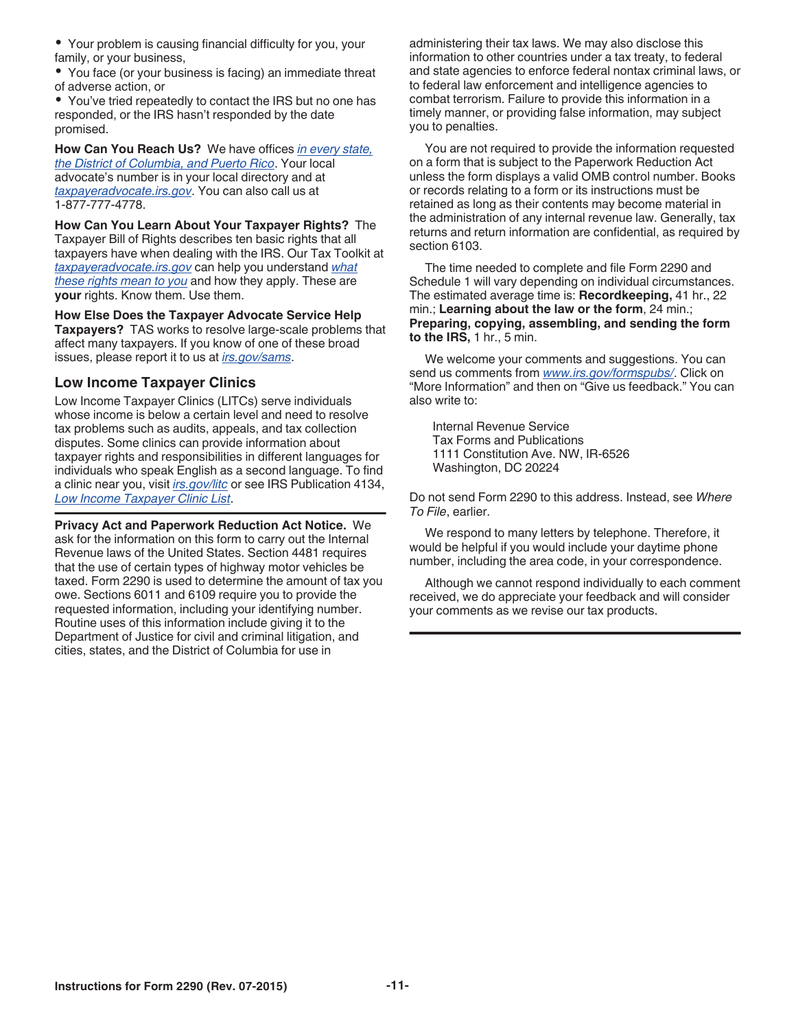- Your problem is causing financial difficulty for you, your family, or your business,
- You face (or your business is facing) an immediate threat of adverse action, or
- You've tried repeatedly to contact the IRS but no one has responded, or the IRS hasn't responded by the date promised.

**How Can You Reach Us?** We have offices *in every state, the District of Columbia, and Puerto Rico*. Your local advocate's number is in your local directory and at *taxpayeradvocate.irs.gov*. You can also call us at 1-877-777-4778.

**How Can You Learn About Your Taxpayer Rights?** The Taxpayer Bill of Rights describes ten basic rights that all taxpayers have when dealing with the IRS. Our Tax Toolkit at *taxpayeradvocate.irs.gov* can help you understand *what these rights mean to you* and how they apply. These are **your** rights. Know them. Use them.

**How Else Does the Taxpayer Advocate Service Help Taxpayers?** TAS works to resolve large-scale problems that affect many taxpayers. If you know of one of these broad issues, please report it to us at *irs.gov/sams*.

## Low Income Taxpayer Clinics

Low Income Taxpayer Clinics (LITCs) serve individuals whose income is below a certain level and need to resolve tax problems such as audits, appeals, and tax collection disputes. Some clinics can provide information about taxpayer rights and responsibilities in different languages for individuals who speak English as a second language. To find a clinic near you, visit *irs.gov/litc* or see IRS Publication 4134, *Low Income Taxpayer Clinic List*.

**Privacy Act and Paperwork Reduction Act Notice.** We ask for the information on this form to carry out the Internal Revenue laws of the United States. Section 4481 requires that the use of certain types of highway motor vehicles be taxed. Form 2290 is used to determine the amount of tax you owe. Sections 6011 and 6109 require you to provide the requested information, including your identifying number. Routine uses of this information include giving it to the Department of Justice for civil and criminal litigation, and cities, states, and the District of Columbia for use in administering their tax laws. We may also disclose this information to other countries under a tax treaty, to federal and state agencies to enforce federal nontax criminal laws, or to federal law enforcement and intelligence agencies to combat terrorism. Failure to provide this information in a timely manner, or providing false information, may subject you to penalties.

You are not required to provide the information requested on a form that is subject to the Paperwork Reduction Act unless the form displays a valid OMB control number. Books or records relating to a form or its instructions must be retained as long as their contents may become material in the administration of any internal revenue law. Generally, tax returns and return information are confidential, as required by section 6103.

The time needed to complete and file Form 2290 and Schedule 1 will vary depending on individual circumstances. The estimated average time is: **Recordkeeping,** 41 hr., 22 min.; **Learning about the law or the form**, 24 min.; **Preparing, copying, assembling, and sending the form to the IRS,** 1 hr., 5 min.

We welcome your comments and suggestions. You can send us comments from *www.irs.gov/formspubs/*. Click on "More Information" and then on "Give us feedback." You can also write to:

Internal Revenue Service
Tax Forms and Publications
1111 Constitution Ave. NW, IR-6526
Washington, DC 20224

Do not send Form 2290 to this address. Instead, see *Where To File*, earlier.

We respond to many letters by telephone. Therefore, it would be helpful if you would include your daytime phone number, including the area code, in your correspondence.

Although we cannot respond individually to each comment received, we do appreciate your feedback and will consider your comments as we revise our tax products.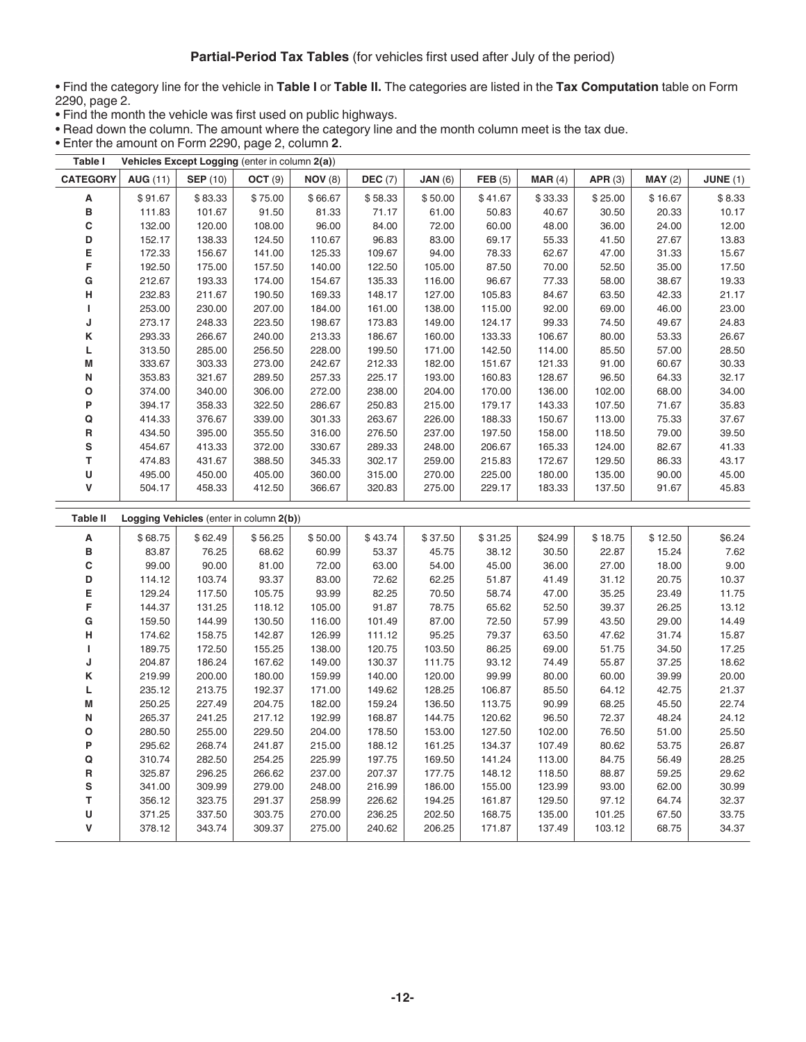## Partial-Period Tax Tables (for vehicles first used after July of the period)

- Find the category line for the vehicle in **Table I** or **Table II.** The categories are listed in the **Tax Computation** table on Form 2290, page 2.
- Find the month the vehicle was first used on public highways.
- Read down the column. The amount where the category line and the month column meet is the tax due.
- Enter the amount on Form 2290, page 2, column **2**.

**Table I** — **Vehicles Except Logging** (enter in column **2(a)**)

| CATEGORY | AUG (11) | SEP (10) | OCT (9) | NOV (8) | DEC (7) | JAN (6) | FEB (5) | MAR (4) | APR (3) | MAY (2) | JUNE (1) |
|---|---|---|---|---|---|---|---|---|---|---|---|
| A | $ 91.67 | $ 83.33 | $ 75.00 | $ 66.67 | $ 58.33 | $ 50.00 | $ 41.67 | $ 33.33 | $ 25.00 | $ 16.67 | $ 8.33 |
| B | 111.83 | 101.67 | 91.50 | 81.33 | 71.17 | 61.00 | 50.83 | 40.67 | 30.50 | 20.33 | 10.17 |
| C | 132.00 | 120.00 | 108.00 | 96.00 | 84.00 | 72.00 | 60.00 | 48.00 | 36.00 | 24.00 | 12.00 |
| D | 152.17 | 138.33 | 124.50 | 110.67 | 96.83 | 83.00 | 69.17 | 55.33 | 41.50 | 27.67 | 13.83 |
| E | 172.33 | 156.67 | 141.00 | 125.33 | 109.67 | 94.00 | 78.33 | 62.67 | 47.00 | 31.33 | 15.67 |
| F | 192.50 | 175.00 | 157.50 | 140.00 | 122.50 | 105.00 | 87.50 | 70.00 | 52.50 | 35.00 | 17.50 |
| G | 212.67 | 193.33 | 174.00 | 154.67 | 135.33 | 116.00 | 96.67 | 77.33 | 58.00 | 38.67 | 19.33 |
| H | 232.83 | 211.67 | 190.50 | 169.33 | 148.17 | 127.00 | 105.83 | 84.67 | 63.50 | 42.33 | 21.17 |
| I | 253.00 | 230.00 | 207.00 | 184.00 | 161.00 | 138.00 | 115.00 | 92.00 | 69.00 | 46.00 | 23.00 |
| J | 273.17 | 248.33 | 223.50 | 198.67 | 173.83 | 149.00 | 124.17 | 99.33 | 74.50 | 49.67 | 24.83 |
| K | 293.33 | 266.67 | 240.00 | 213.33 | 186.67 | 160.00 | 133.33 | 106.67 | 80.00 | 53.33 | 26.67 |
| L | 313.50 | 285.00 | 256.50 | 228.00 | 199.50 | 171.00 | 142.50 | 114.00 | 85.50 | 57.00 | 28.50 |
| M | 333.67 | 303.33 | 273.00 | 242.67 | 212.33 | 182.00 | 151.67 | 121.33 | 91.00 | 60.67 | 30.33 |
| N | 353.83 | 321.67 | 289.50 | 257.33 | 225.17 | 193.00 | 160.83 | 128.67 | 96.50 | 64.33 | 32.17 |
| O | 374.00 | 340.00 | 306.00 | 272.00 | 238.00 | 204.00 | 170.00 | 136.00 | 102.00 | 68.00 | 34.00 |
| P | 394.17 | 358.33 | 322.50 | 286.67 | 250.83 | 215.00 | 179.17 | 143.33 | 107.50 | 71.67 | 35.83 |
| Q | 414.33 | 376.67 | 339.00 | 301.33 | 263.67 | 226.00 | 188.33 | 150.67 | 113.00 | 75.33 | 37.67 |
| R | 434.50 | 395.00 | 355.50 | 316.00 | 276.50 | 237.00 | 197.50 | 158.00 | 118.50 | 79.00 | 39.50 |
| S | 454.67 | 413.33 | 372.00 | 330.67 | 289.33 | 248.00 | 206.67 | 165.33 | 124.00 | 82.67 | 41.33 |
| T | 474.83 | 431.67 | 388.50 | 345.33 | 302.17 | 259.00 | 215.83 | 172.67 | 129.50 | 86.33 | 43.17 |
| U | 495.00 | 450.00 | 405.00 | 360.00 | 315.00 | 270.00 | 225.00 | 180.00 | 135.00 | 90.00 | 45.00 |
| V | 504.17 | 458.33 | 412.50 | 366.67 | 320.83 | 275.00 | 229.17 | 183.33 | 137.50 | 91.67 | 45.83 |

**Table II** — **Logging Vehicles** (enter in column **2(b)**)

| CATEGORY | AUG (11) | SEP (10) | OCT (9) | NOV (8) | DEC (7) | JAN (6) | FEB (5) | MAR (4) | APR (3) | MAY (2) | JUNE (1) |
|---|---|---|---|---|---|---|---|---|---|---|---|
| A | $ 68.75 | $ 62.49 | $ 56.25 | $ 50.00 | $ 43.74 | $ 37.50 | $ 31.25 | $24.99 | $ 18.75 | $ 12.50 | $6.24 |
| B | 83.87 | 76.25 | 68.62 | 60.99 | 53.37 | 45.75 | 38.12 | 30.50 | 22.87 | 15.24 | 7.62 |
| C | 99.00 | 90.00 | 81.00 | 72.00 | 63.00 | 54.00 | 45.00 | 36.00 | 27.00 | 18.00 | 9.00 |
| D | 114.12 | 103.74 | 93.37 | 83.00 | 72.62 | 62.25 | 51.87 | 41.49 | 31.12 | 20.75 | 10.37 |
| E | 129.24 | 117.50 | 105.75 | 93.99 | 82.25 | 70.50 | 58.74 | 47.00 | 35.25 | 23.49 | 11.75 |
| F | 144.37 | 131.25 | 118.12 | 105.00 | 91.87 | 78.75 | 65.62 | 52.50 | 39.37 | 26.25 | 13.12 |
| G | 159.50 | 144.99 | 130.50 | 116.00 | 101.49 | 87.00 | 72.50 | 57.99 | 43.50 | 29.00 | 14.49 |
| H | 174.62 | 158.75 | 142.87 | 126.99 | 111.12 | 95.25 | 79.37 | 63.50 | 47.62 | 31.74 | 15.87 |
| I | 189.75 | 172.50 | 155.25 | 138.00 | 120.75 | 103.50 | 86.25 | 69.00 | 51.75 | 34.50 | 17.25 |
| J | 204.87 | 186.24 | 167.62 | 149.00 | 130.37 | 111.75 | 93.12 | 74.49 | 55.87 | 37.25 | 18.62 |
| K | 219.99 | 200.00 | 180.00 | 159.99 | 140.00 | 120.00 | 99.99 | 80.00 | 60.00 | 39.99 | 20.00 |
| L | 235.12 | 213.75 | 192.37 | 171.00 | 149.62 | 128.25 | 106.87 | 85.50 | 64.12 | 42.75 | 21.37 |
| M | 250.25 | 227.49 | 204.75 | 182.00 | 159.24 | 136.50 | 113.75 | 90.99 | 68.25 | 45.50 | 22.74 |
| N | 265.37 | 241.25 | 217.12 | 192.99 | 168.87 | 144.75 | 120.62 | 96.50 | 72.37 | 48.24 | 24.12 |
| O | 280.50 | 255.00 | 229.50 | 204.00 | 178.50 | 153.00 | 127.50 | 102.00 | 76.50 | 51.00 | 25.50 |
| P | 295.62 | 268.74 | 241.87 | 215.00 | 188.12 | 161.25 | 134.37 | 107.49 | 80.62 | 53.75 | 26.87 |
| Q | 310.74 | 282.50 | 254.25 | 225.99 | 197.75 | 169.50 | 141.24 | 113.00 | 84.75 | 56.49 | 28.25 |
| R | 325.87 | 296.25 | 266.62 | 237.00 | 207.37 | 177.75 | 148.12 | 118.50 | 88.87 | 59.25 | 29.62 |
| S | 341.00 | 309.99 | 279.00 | 248.00 | 216.99 | 186.00 | 155.00 | 123.99 | 93.00 | 62.00 | 30.99 |
| T | 356.12 | 323.75 | 291.37 | 258.99 | 226.62 | 194.25 | 161.87 | 129.50 | 97.12 | 64.74 | 32.37 |
| U | 371.25 | 337.50 | 303.75 | 270.00 | 236.25 | 202.50 | 168.75 | 135.00 | 101.25 | 67.50 | 33.75 |
| V | 378.12 | 343.74 | 309.37 | 275.00 | 240.62 | 206.25 | 171.87 | 137.49 | 103.12 | 68.75 | 34.37 |